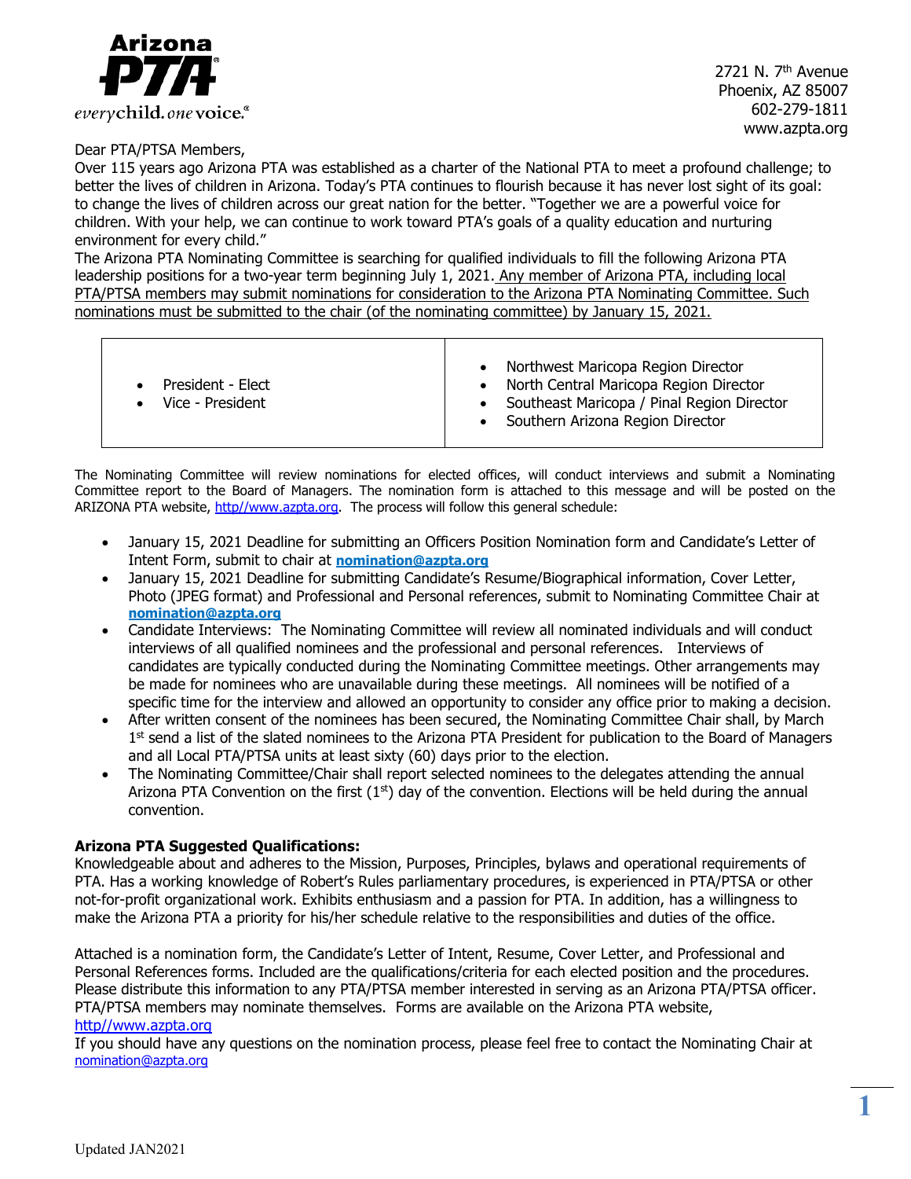**Arizona PTA**
*everychild. one voice.*

2721 N. 7th Avenue
Phoenix, AZ 85007
602-279-1811
www.azpta.org

Dear PTA/PTSA Members,

Over 115 years ago Arizona PTA was established as a charter of the National PTA to meet a profound challenge; to better the lives of children in Arizona. Today's PTA continues to flourish because it has never lost sight of its goal: to change the lives of children across our great nation for the better. "Together we are a powerful voice for children. With your help, we can continue to work toward PTA's goals of a quality education and nurturing environment for every child."

The Arizona PTA Nominating Committee is searching for qualified individuals to fill the following Arizona PTA leadership positions for a two-year term beginning July 1, 2021. Any member of Arizona PTA, including local PTA/PTSA members may submit nominations for consideration to the Arizona PTA Nominating Committee. Such nominations must be submitted to the chair (of the nominating committee) by January 15, 2021.

| | |
|---|---|
| • President - Elect<br>• Vice - President | • Northwest Maricopa Region Director<br>• North Central Maricopa Region Director<br>• Southeast Maricopa / Pinal Region Director<br>• Southern Arizona Region Director |

The Nominating Committee will review nominations for elected offices, will conduct interviews and submit a Nominating Committee report to the Board of Managers. The nomination form is attached to this message and will be posted on the ARIZONA PTA website, http//www.azpta.org. The process will follow this general schedule:

- January 15, 2021 Deadline for submitting an Officers Position Nomination form and Candidate's Letter of Intent Form, submit to chair at **nomination@azpta.org**
- January 15, 2021 Deadline for submitting Candidate's Resume/Biographical information, Cover Letter, Photo (JPEG format) and Professional and Personal references, submit to Nominating Committee Chair at **nomination@azpta.org**
- Candidate Interviews: The Nominating Committee will review all nominated individuals and will conduct interviews of all qualified nominees and the professional and personal references. Interviews of candidates are typically conducted during the Nominating Committee meetings. Other arrangements may be made for nominees who are unavailable during these meetings. All nominees will be notified of a specific time for the interview and allowed an opportunity to consider any office prior to making a decision.
- After written consent of the nominees has been secured, the Nominating Committee Chair shall, by March 1st send a list of the slated nominees to the Arizona PTA President for publication to the Board of Managers and all Local PTA/PTSA units at least sixty (60) days prior to the election.
- The Nominating Committee/Chair shall report selected nominees to the delegates attending the annual Arizona PTA Convention on the first (1st) day of the convention. Elections will be held during the annual convention.

**Arizona PTA Suggested Qualifications:**

Knowledgeable about and adheres to the Mission, Purposes, Principles, bylaws and operational requirements of PTA. Has a working knowledge of Robert's Rules parliamentary procedures, is experienced in PTA/PTSA or other not-for-profit organizational work. Exhibits enthusiasm and a passion for PTA. In addition, has a willingness to make the Arizona PTA a priority for his/her schedule relative to the responsibilities and duties of the office.

Attached is a nomination form, the Candidate's Letter of Intent, Resume, Cover Letter, and Professional and Personal References forms. Included are the qualifications/criteria for each elected position and the procedures. Please distribute this information to any PTA/PTSA member interested in serving as an Arizona PTA/PTSA officer. PTA/PTSA members may nominate themselves. Forms are available on the Arizona PTA website, http//www.azpta.org

If you should have any questions on the nomination process, please feel free to contact the Nominating Chair at nomination@azpta.org

Updated JAN2021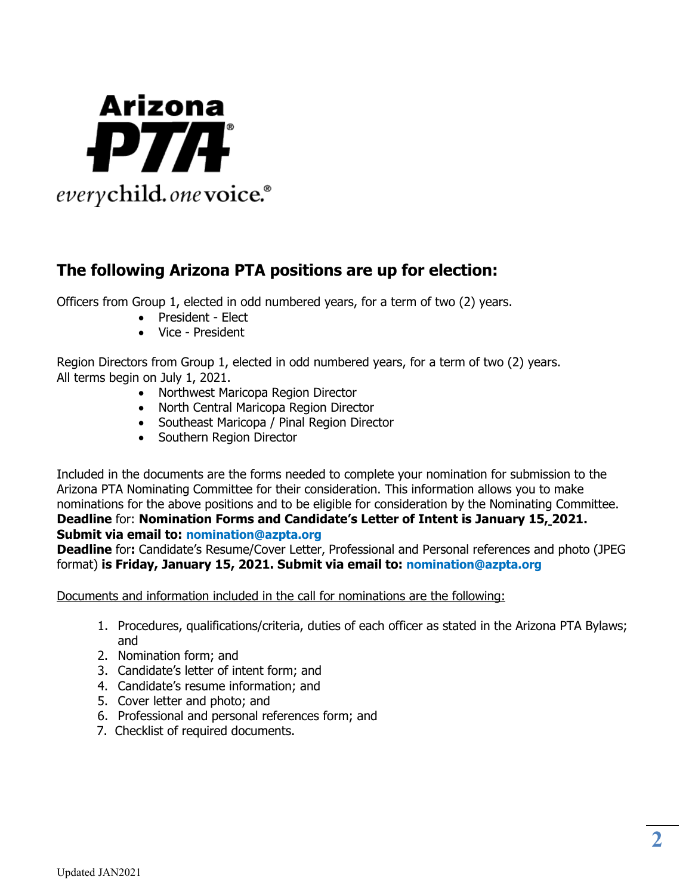Arizona PTA

everychild. onevoice.®

## The following Arizona PTA positions are up for election:

Officers from Group 1, elected in odd numbered years, for a term of two (2) years.

- President - Elect
- Vice - President

Region Directors from Group 1, elected in odd numbered years, for a term of two (2) years.
All terms begin on July 1, 2021.

- Northwest Maricopa Region Director
- North Central Maricopa Region Director
- Southeast Maricopa / Pinal Region Director
- Southern Region Director

Included in the documents are the forms needed to complete your nomination for submission to the Arizona PTA Nominating Committee for their consideration. This information allows you to make nominations for the above positions and to be eligible for consideration by the Nominating Committee.
**Deadline** for: **Nomination Forms and Candidate's Letter of Intent is January 15, 2021.**
**Submit via email to: nomination@azpta.org**
**Deadline** for**:** Candidate's Resume/Cover Letter, Professional and Personal references and photo (JPEG format) **is Friday, January 15, 2021. Submit via email to: nomination@azpta.org**

Documents and information included in the call for nominations are the following:

1. Procedures, qualifications/criteria, duties of each officer as stated in the Arizona PTA Bylaws; and
2. Nomination form; and
3. Candidate's letter of intent form; and
4. Candidate's resume information; and
5. Cover letter and photo; and
6. Professional and personal references form; and
7. Checklist of required documents.

Updated JAN2021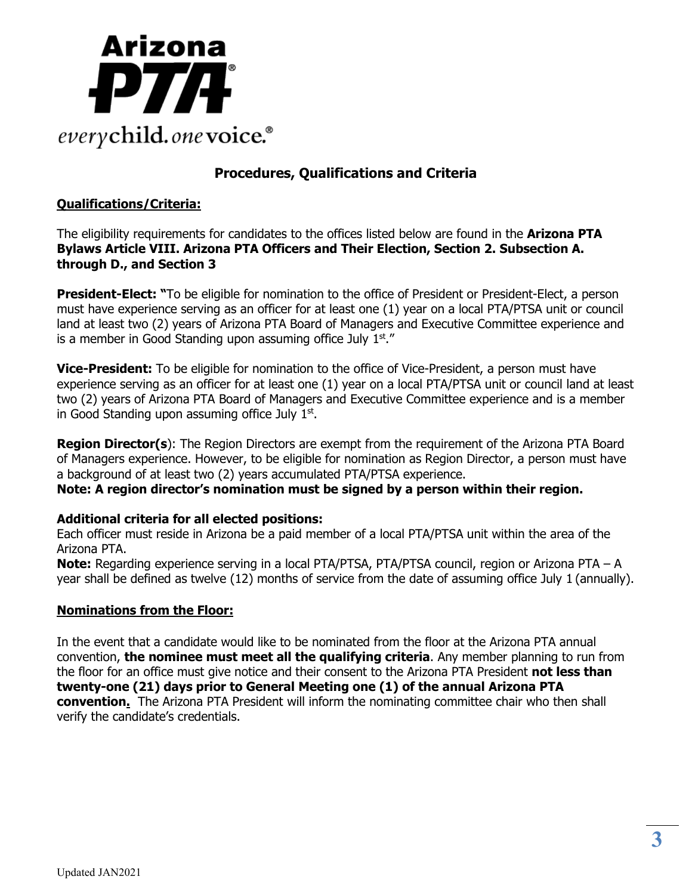Arizona PTA

everychild. onevoice.®

## Procedures, Qualifications and Criteria

### Qualifications/Criteria:

The eligibility requirements for candidates to the offices listed below are found in the **Arizona PTA Bylaws Article VIII. Arizona PTA Officers and Their Election, Section 2. Subsection A. through D., and Section 3**

**President-Elect: "**To be eligible for nomination to the office of President or President-Elect, a person must have experience serving as an officer for at least one (1) year on a local PTA/PTSA unit or council land at least two (2) years of Arizona PTA Board of Managers and Executive Committee experience and is a member in Good Standing upon assuming office July 1st."

**Vice-President:** To be eligible for nomination to the office of Vice-President, a person must have experience serving as an officer for at least one (1) year on a local PTA/PTSA unit or council land at least two (2) years of Arizona PTA Board of Managers and Executive Committee experience and is a member in Good Standing upon assuming office July 1st.

**Region Director(s**): The Region Directors are exempt from the requirement of the Arizona PTA Board of Managers experience. However, to be eligible for nomination as Region Director, a person must have a background of at least two (2) years accumulated PTA/PTSA experience.
**Note: A region director's nomination must be signed by a person within their region.**

**Additional criteria for all elected positions:**
Each officer must reside in Arizona be a paid member of a local PTA/PTSA unit within the area of the Arizona PTA.
**Note:** Regarding experience serving in a local PTA/PTSA, PTA/PTSA council, region or Arizona PTA – A year shall be defined as twelve (12) months of service from the date of assuming office July 1 (annually).

### Nominations from the Floor:

In the event that a candidate would like to be nominated from the floor at the Arizona PTA annual convention, **the nominee must meet all the qualifying criteria**. Any member planning to run from the floor for an office must give notice and their consent to the Arizona PTA President **not less than twenty-one (21) days prior to General Meeting one (1) of the annual Arizona PTA convention.** The Arizona PTA President will inform the nominating committee chair who then shall verify the candidate's credentials.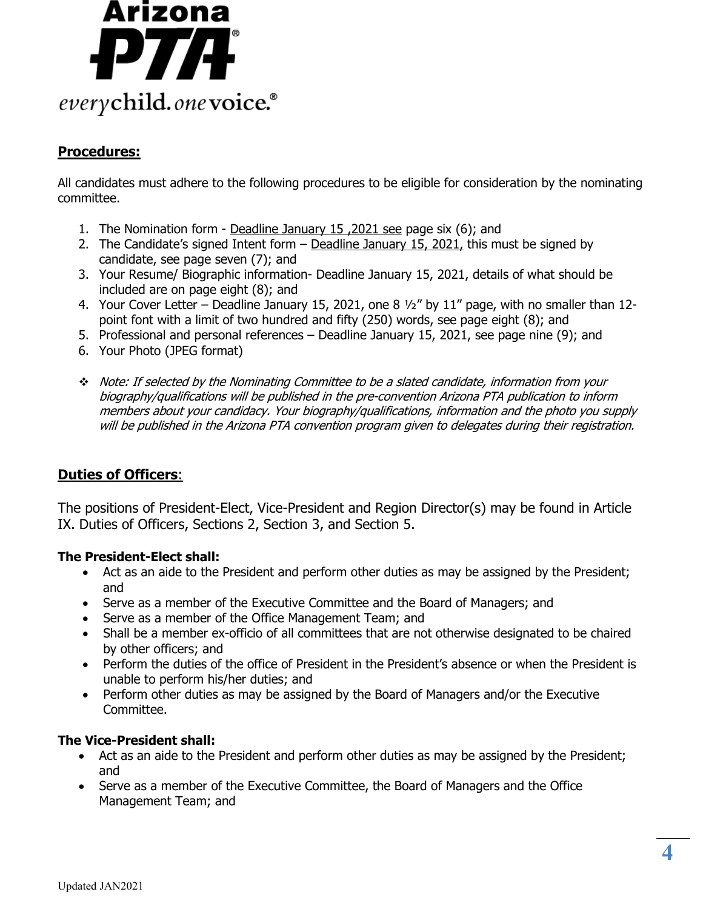**Procedures:**

All candidates must adhere to the following procedures to be eligible for consideration by the nominating committee.

1. The Nomination form - Deadline January 15 ,2021 see page six (6); and
2. The Candidate's signed Intent form – Deadline January 15, 2021, this must be signed by candidate, see page seven (7); and
3. Your Resume/ Biographic information- Deadline January 15, 2021, details of what should be included are on page eight (8); and
4. Your Cover Letter – Deadline January 15, 2021, one 8 ½" by 11" page, with no smaller than 12-point font with a limit of two hundred and fifty (250) words, see page eight (8); and
5. Professional and personal references – Deadline January 15, 2021, see page nine (9); and
6. Your Photo (JPEG format)

- *Note: If selected by the Nominating Committee to be a slated candidate, information from your biography/qualifications will be published in the pre-convention Arizona PTA publication to inform members about your candidacy. Your biography/qualifications, information and the photo you supply will be published in the Arizona PTA convention program given to delegates during their registration.*

**Duties of Officers**:

The positions of President-Elect, Vice-President and Region Director(s) may be found in Article IX. Duties of Officers, Sections 2, Section 3, and Section 5.

**The President-Elect shall:**

- Act as an aide to the President and perform other duties as may be assigned by the President; and
- Serve as a member of the Executive Committee and the Board of Managers; and
- Serve as a member of the Office Management Team; and
- Shall be a member ex-officio of all committees that are not otherwise designated to be chaired by other officers; and
- Perform the duties of the office of President in the President's absence or when the President is unable to perform his/her duties; and
- Perform other duties as may be assigned by the Board of Managers and/or the Executive Committee.

**The Vice-President shall:**

- Act as an aide to the President and perform other duties as may be assigned by the President; and
- Serve as a member of the Executive Committee, the Board of Managers and the Office Management Team; and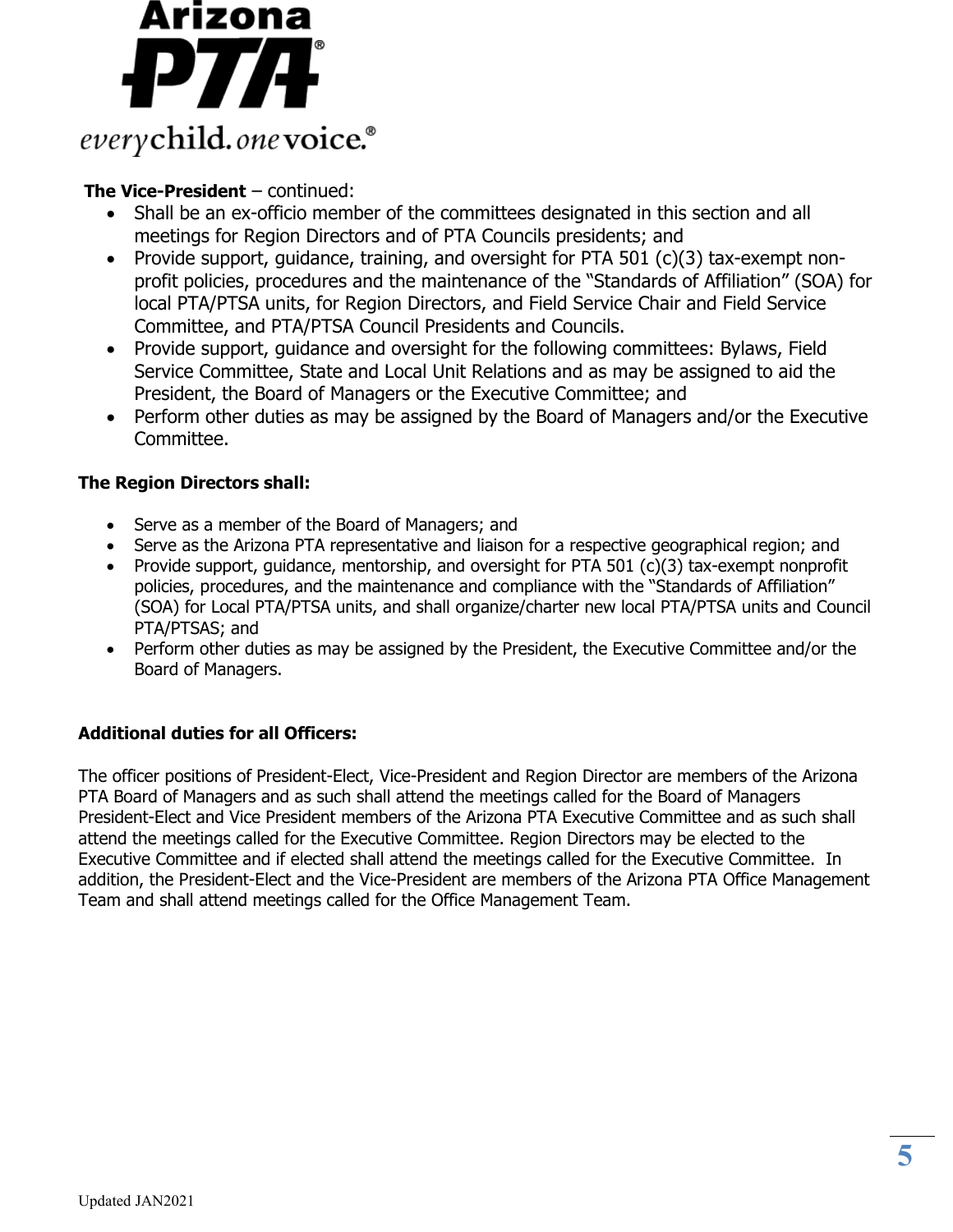**The Vice-President** – continued:

- Shall be an ex-officio member of the committees designated in this section and all meetings for Region Directors and of PTA Councils presidents; and
- Provide support, guidance, training, and oversight for PTA 501 (c)(3) tax-exempt non-profit policies, procedures and the maintenance of the "Standards of Affiliation" (SOA) for local PTA/PTSA units, for Region Directors, and Field Service Chair and Field Service Committee, and PTA/PTSA Council Presidents and Councils.
- Provide support, guidance and oversight for the following committees: Bylaws, Field Service Committee, State and Local Unit Relations and as may be assigned to aid the President, the Board of Managers or the Executive Committee; and
- Perform other duties as may be assigned by the Board of Managers and/or the Executive Committee.

**The Region Directors shall:**

- Serve as a member of the Board of Managers; and
- Serve as the Arizona PTA representative and liaison for a respective geographical region; and
- Provide support, guidance, mentorship, and oversight for PTA 501 (c)(3) tax-exempt nonprofit policies, procedures, and the maintenance and compliance with the "Standards of Affiliation" (SOA) for Local PTA/PTSA units, and shall organize/charter new local PTA/PTSA units and Council PTA/PTSAS; and
- Perform other duties as may be assigned by the President, the Executive Committee and/or the Board of Managers.

**Additional duties for all Officers:**

The officer positions of President-Elect, Vice-President and Region Director are members of the Arizona PTA Board of Managers and as such shall attend the meetings called for the Board of Managers President-Elect and Vice President members of the Arizona PTA Executive Committee and as such shall attend the meetings called for the Executive Committee. Region Directors may be elected to the Executive Committee and if elected shall attend the meetings called for the Executive Committee. In addition, the President-Elect and the Vice-President are members of the Arizona PTA Office Management Team and shall attend meetings called for the Office Management Team.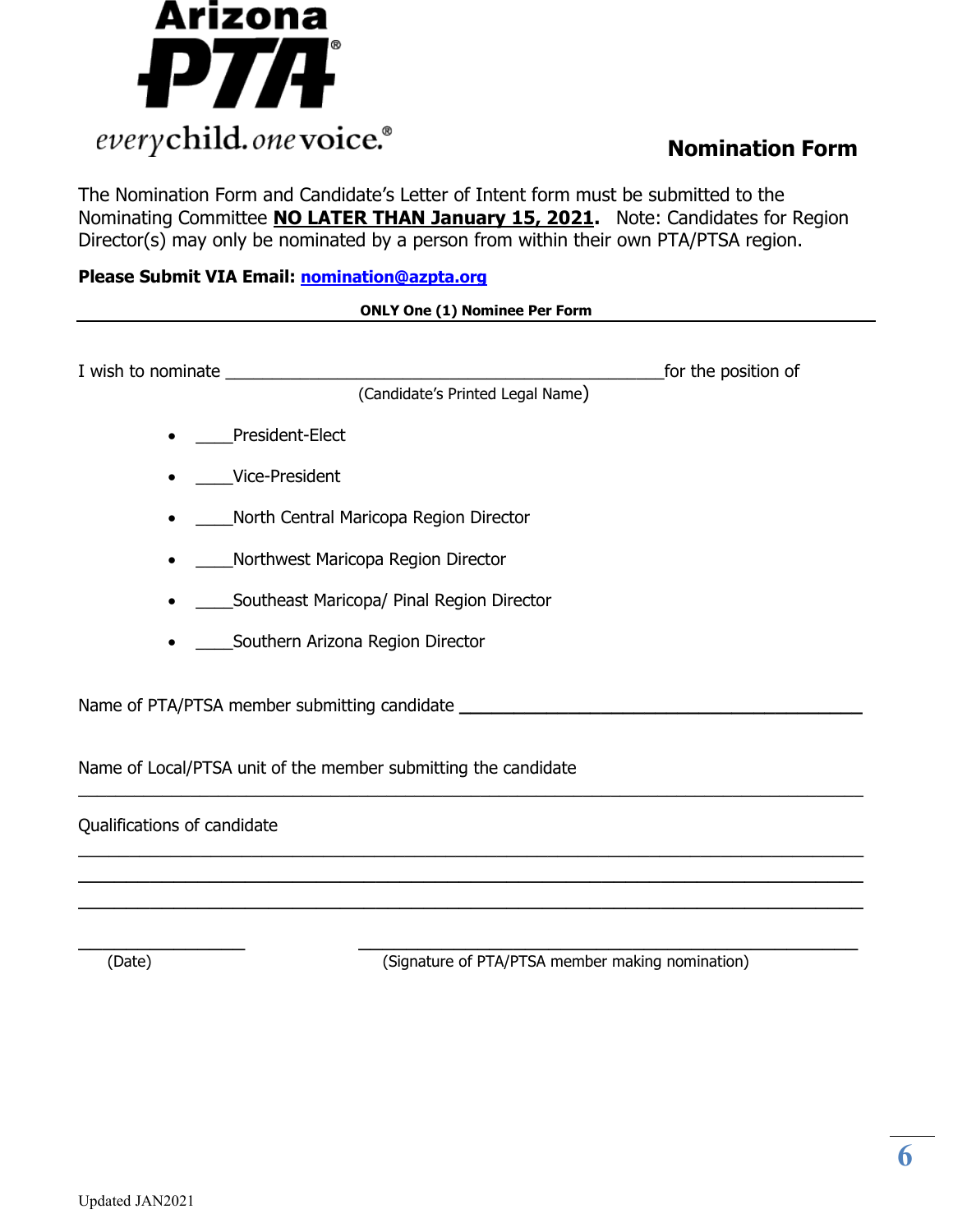Arizona PTA®

everychild. onevoice.®

# Nomination Form

The Nomination Form and Candidate's Letter of Intent form must be submitted to the Nominating Committee **NO LATER THAN January 15, 2021**. Note: Candidates for Region Director(s) may only be nominated by a person from within their own PTA/PTSA region.

**Please Submit VIA Email: nomination@azpta.org**

**ONLY One (1) Nominee Per Form**

---

I wish to nominate ________________________________________________for the position of
(Candidate's Printed Legal Name)

- ____President-Elect
- ____Vice-President
- ____North Central Maricopa Region Director
- ____Northwest Maricopa Region Director
- ____Southeast Maricopa/ Pinal Region Director
- ____Southern Arizona Region Director

Name of PTA/PTSA member submitting candidate ________________________________________

Name of Local/PTSA unit of the member submitting the candidate
_____________________________________________________________________________

Qualifications of candidate
_____________________________________________________________________________
_____________________________________________________________________________
_____________________________________________________________________________

__________________ ______________________________________________________
(Date) (Signature of PTA/PTSA member making nomination)

Updated JAN2021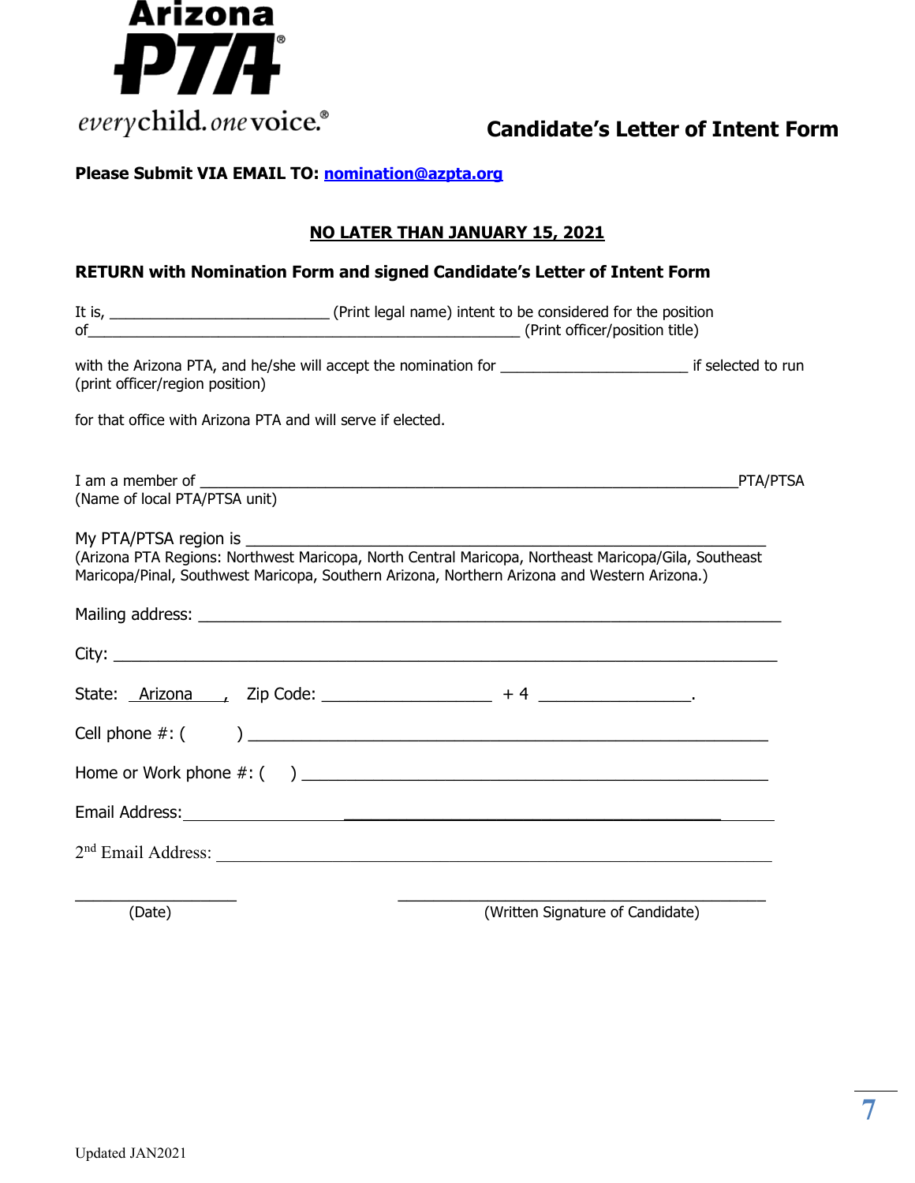**Arizona PTA**

*every child. one voice.*

# Candidate's Letter of Intent Form

**Please Submit VIA EMAIL TO: nomination@azpta.org**

**NO LATER THAN JANUARY 15, 2021**

**RETURN with Nomination Form and signed Candidate's Letter of Intent Form**

It is, ___________________________ (Print legal name) intent to be considered for the position of_____________________________________________________ (Print officer/position title)

with the Arizona PTA, and he/she will accept the nomination for _______________________ if selected to run (print officer/region position)

for that office with Arizona PTA and will serve if elected.

I am a member of ___________________________________________________________________PTA/PTSA (Name of local PTA/PTSA unit)

My PTA/PTSA region is _________________________________________________________________
(Arizona PTA Regions: Northwest Maricopa, North Central Maricopa, Northeast Maricopa/Gila, Southeast Maricopa/Pinal, Southwest Maricopa, Southern Arizona, Northern Arizona and Western Arizona.)

Mailing address: _______________________________________________________________________

City: ____________________________________________________________________________

State: Arizona , Zip Code: ___________________ + 4 _________________.

Cell phone #: (          ) ______________________________________________________________

Home or Work phone #: (     ) ____________________________________________________

Email Address:______________________________________________________________________

2nd Email Address: _______________________________________________________________

___________________ (Date)                    ___________________________________________ (Written Signature of Candidate)

Updated JAN2021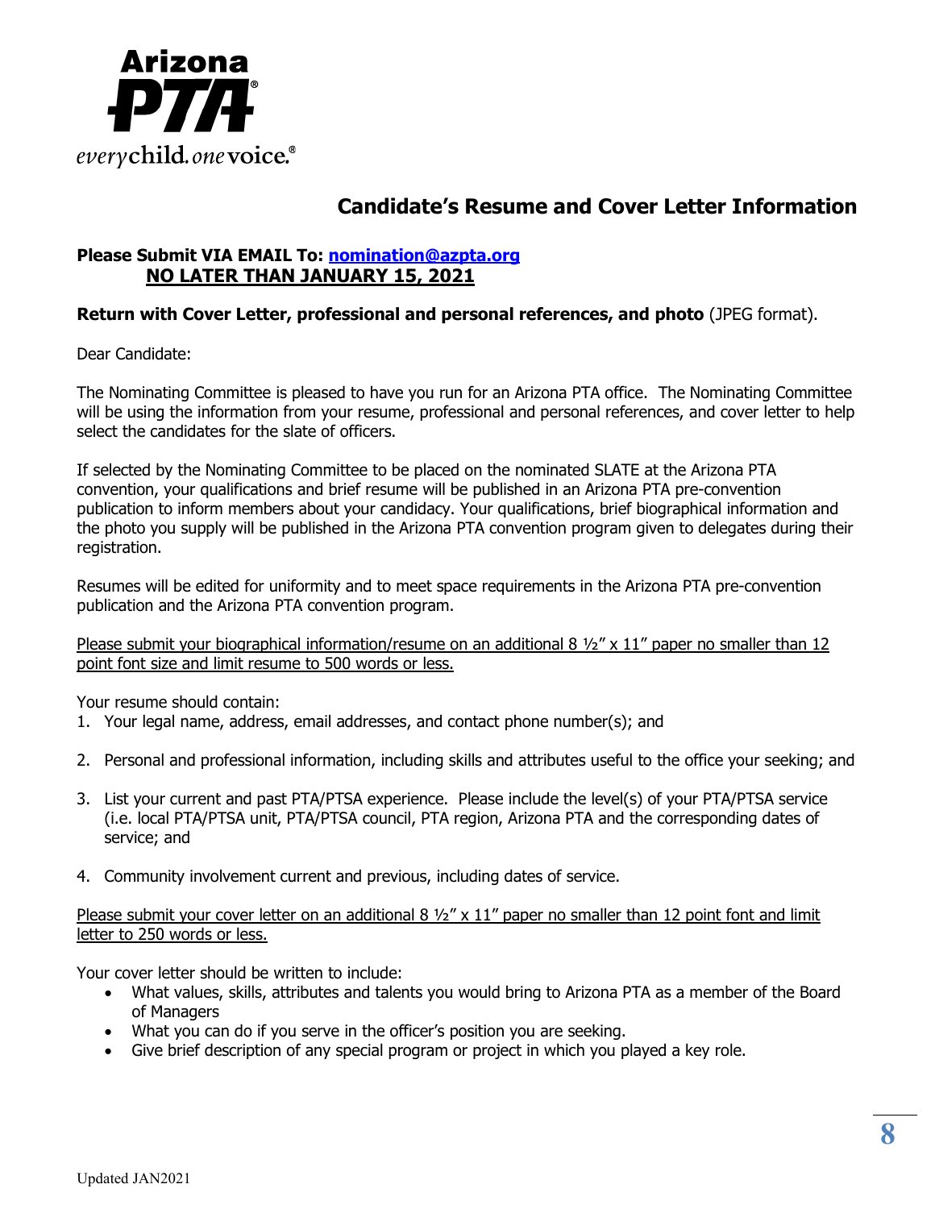Arizona PTA
everychild. onevoice.®

## Candidate's Resume and Cover Letter Information

**Please Submit VIA EMAIL To: [nomination@azpta.org](mailto:nomination@azpta.org)**
**NO LATER THAN JANUARY 15, 2021**

**Return with Cover Letter, professional and personal references, and photo** (JPEG format).

Dear Candidate:

The Nominating Committee is pleased to have you run for an Arizona PTA office. The Nominating Committee will be using the information from your resume, professional and personal references, and cover letter to help select the candidates for the slate of officers.

If selected by the Nominating Committee to be placed on the nominated SLATE at the Arizona PTA convention, your qualifications and brief resume will be published in an Arizona PTA pre-convention publication to inform members about your candidacy. Your qualifications, brief biographical information and the photo you supply will be published in the Arizona PTA convention program given to delegates during their registration.

Resumes will be edited for uniformity and to meet space requirements in the Arizona PTA pre-convention publication and the Arizona PTA convention program.

Please submit your biographical information/resume on an additional 8 ½" x 11" paper no smaller than 12 point font size and limit resume to 500 words or less.

Your resume should contain:

1. Your legal name, address, email addresses, and contact phone number(s); and
2. Personal and professional information, including skills and attributes useful to the office your seeking; and
3. List your current and past PTA/PTSA experience. Please include the level(s) of your PTA/PTSA service (i.e. local PTA/PTSA unit, PTA/PTSA council, PTA region, Arizona PTA and the corresponding dates of service; and
4. Community involvement current and previous, including dates of service.

Please submit your cover letter on an additional 8 ½" x 11" paper no smaller than 12 point font and limit letter to 250 words or less.

Your cover letter should be written to include:

- What values, skills, attributes and talents you would bring to Arizona PTA as a member of the Board of Managers
- What you can do if you serve in the officer's position you are seeking.
- Give brief description of any special program or project in which you played a key role.

Updated JAN2021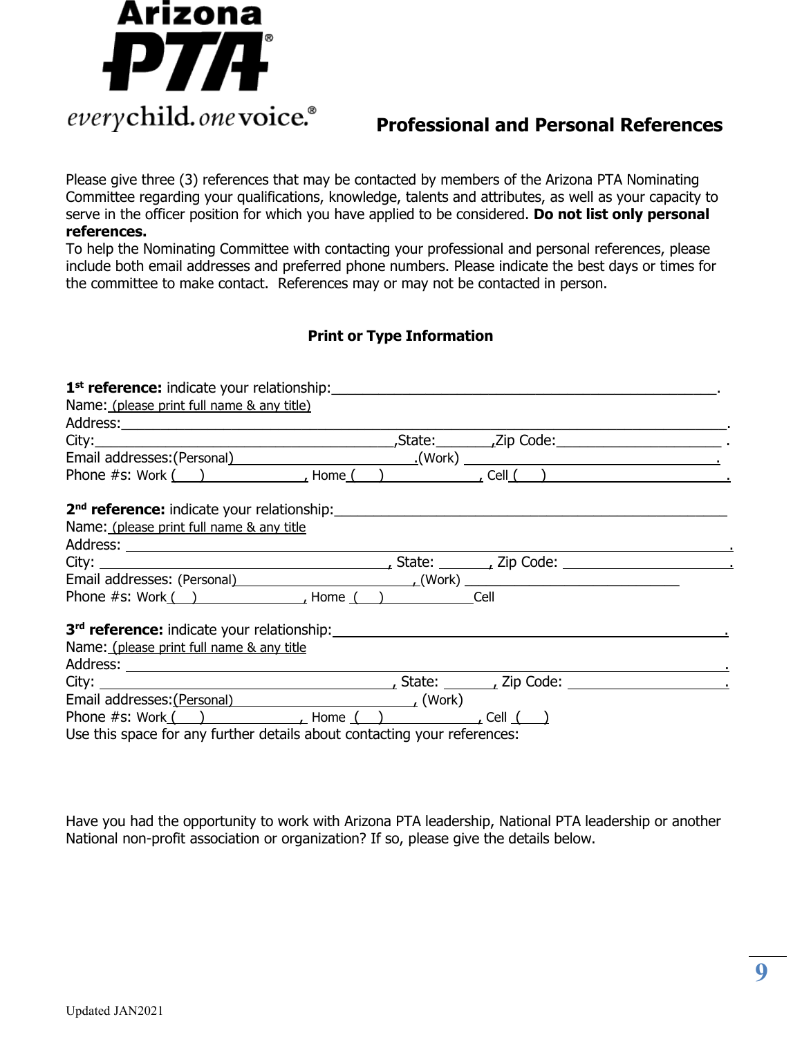Arizona PTA

*everychild. onevoice.*

## Professional and Personal References

Please give three (3) references that may be contacted by members of the Arizona PTA Nominating Committee regarding your qualifications, knowledge, talents and attributes, as well as your capacity to serve in the officer position for which you have applied to be considered. **Do not list only personal references.**

To help the Nominating Committee with contacting your professional and personal references, please include both email addresses and preferred phone numbers. Please indicate the best days or times for the committee to make contact. References may or may not be contacted in person.

**Print or Type Information**

**1st reference:** indicate your relationship:______________________________________________.
Name: (please print full name & any title)
Address:______________________________________________________________________.
City:_________________________________,State:_______,Zip Code:____________________ .
Email addresses:(Personal)______________________.(Work) ______________________________.
Phone #s: Work (    )_____________, Home (    )_____________, Cell (    )______________________.

**2nd reference:** indicate your relationship:______________________________________________
Name: (please print full name & any title
Address: ______________________________________________________________________.
City: _________________________________, State: _______, Zip Code: ____________________.
Email addresses: (Personal)______________________, (Work) ___________________________
Phone #s: Work (    )_______________, Home (    )_____________Cell

**3rd reference:** indicate your relationship:______________________________________________.
Name: (please print full name & any title
Address: ______________________________________________________________________.
City: _________________________________, State: _______, Zip Code: ____________________.
Email addresses:(Personal)______________________, (Work)
Phone #s: Work (    )_____________, Home (    )_____________, Cell (    )

Use this space for any further details about contacting your references:

Have you had the opportunity to work with Arizona PTA leadership, National PTA leadership or another National non-profit association or organization? If so, please give the details below.

Updated JAN2021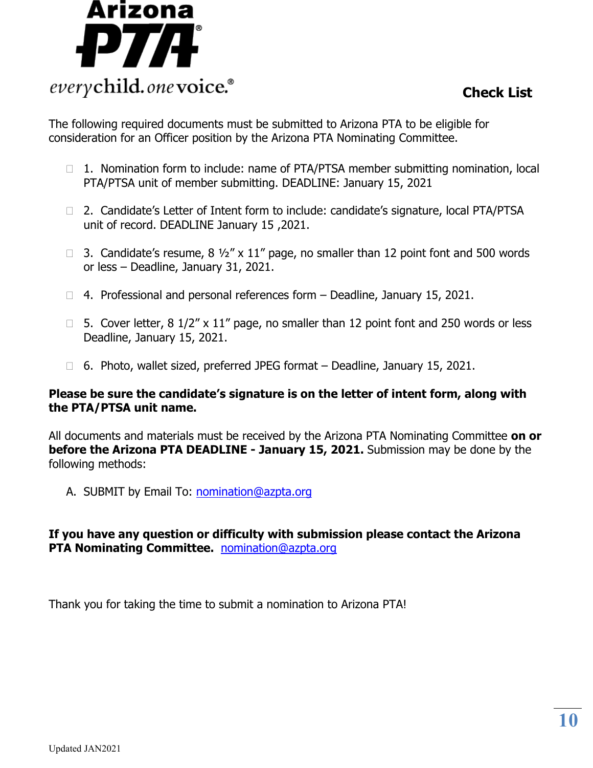Arizona PTA

everychild. onevoice.

## Check List

The following required documents must be submitted to Arizona PTA to be eligible for consideration for an Officer position by the Arizona PTA Nominating Committee.

- ☐ 1. Nomination form to include: name of PTA/PTSA member submitting nomination, local PTA/PTSA unit of member submitting. DEADLINE: January 15, 2021

- ☐ 2. Candidate's Letter of Intent form to include: candidate's signature, local PTA/PTSA unit of record. DEADLINE January 15 ,2021.

- ☐ 3. Candidate's resume, 8 ½" x 11" page, no smaller than 12 point font and 500 words or less – Deadline, January 31, 2021.

- ☐ 4. Professional and personal references form – Deadline, January 15, 2021.

- ☐ 5. Cover letter, 8 1/2" x 11" page, no smaller than 12 point font and 250 words or less Deadline, January 15, 2021.

- ☐ 6. Photo, wallet sized, preferred JPEG format – Deadline, January 15, 2021.

**Please be sure the candidate's signature is on the letter of intent form, along with the PTA/PTSA unit name.**

All documents and materials must be received by the Arizona PTA Nominating Committee **on or before the Arizona PTA DEADLINE - January 15, 2021.** Submission may be done by the following methods:

A. SUBMIT by Email To: nomination@azpta.org

**If you have any question or difficulty with submission please contact the Arizona PTA Nominating Committee.** nomination@azpta.org

Thank you for taking the time to submit a nomination to Arizona PTA!

Updated JAN2021